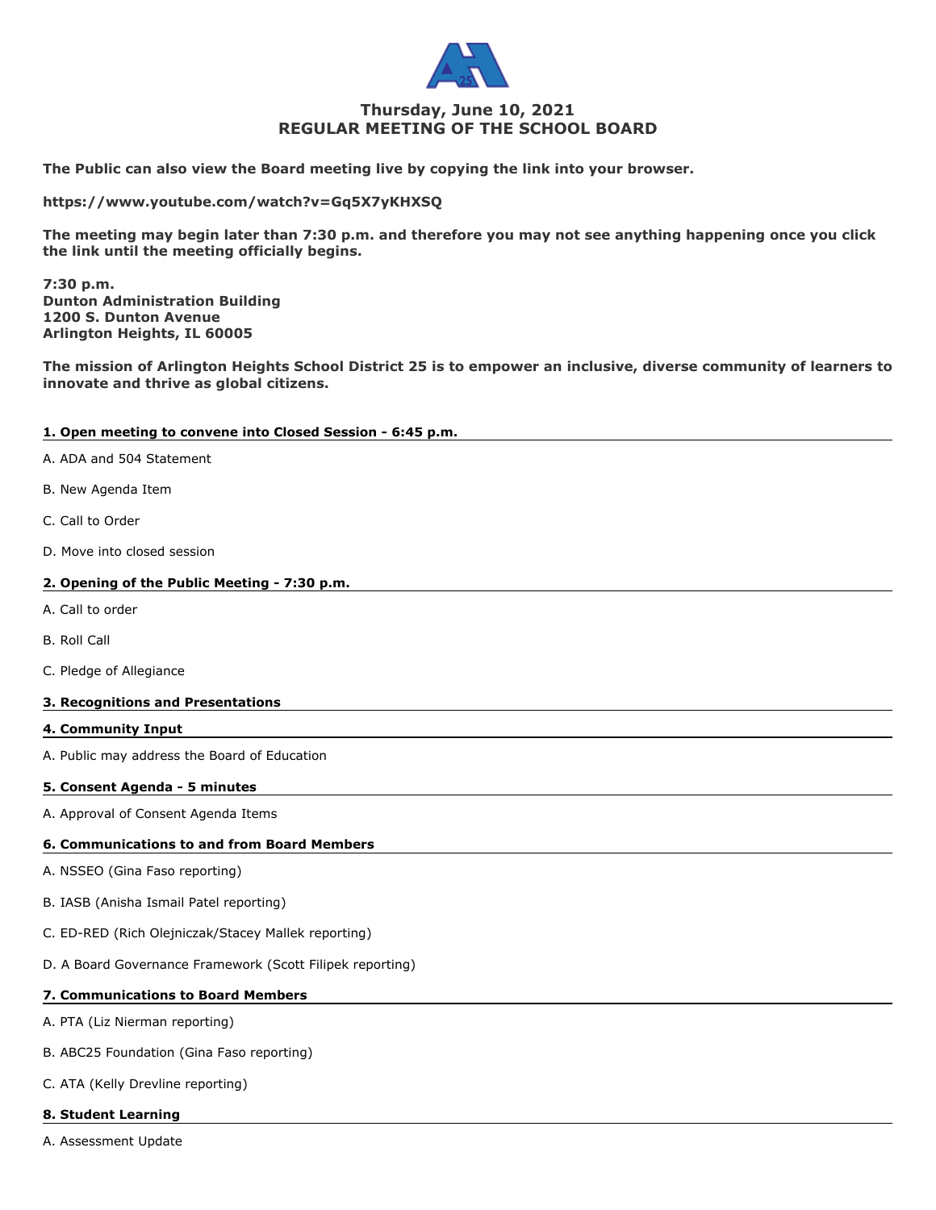# Thursday, June 10, 2021
# REGULAR MEETING OF THE SCHOOL BOARD

**The Public can also view the Board meeting live by copying the link into your browser.**

**https://www.youtube.com/watch?v=Gq5X7yKHXSQ**

**The meeting may begin later than 7:30 p.m. and therefore you may not see anything happening once you click the link until the meeting officially begins.**

**7:30 p.m.**
**Dunton Administration Building**
**1200 S. Dunton Avenue**
**Arlington Heights, IL 60005**

**The mission of Arlington Heights School District 25 is to empower an inclusive, diverse community of learners to innovate and thrive as global citizens.**

## 1. Open meeting to convene into Closed Session - 6:45 p.m.

A. ADA and 504 Statement

B. New Agenda Item

C. Call to Order

D. Move into closed session

## 2. Opening of the Public Meeting - 7:30 p.m.

A. Call to order

B. Roll Call

C. Pledge of Allegiance

## 3. Recognitions and Presentations

## 4. Community Input

A. Public may address the Board of Education

## 5. Consent Agenda - 5 minutes

A. Approval of Consent Agenda Items

## 6. Communications to and from Board Members

A. NSSEO (Gina Faso reporting)

B. IASB (Anisha Ismail Patel reporting)

C. ED-RED (Rich Olejniczak/Stacey Mallek reporting)

D. A Board Governance Framework (Scott Filipek reporting)

## 7. Communications to Board Members

A. PTA (Liz Nierman reporting)

B. ABC25 Foundation (Gina Faso reporting)

C. ATA (Kelly Drevline reporting)

## 8. Student Learning

A. Assessment Update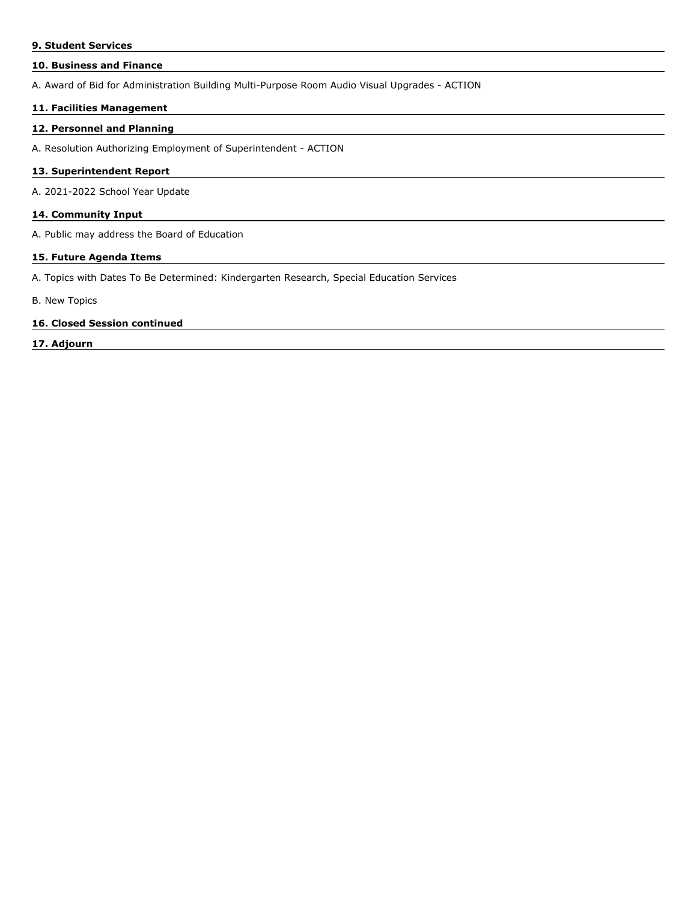**9. Student Services**

**10. Business and Finance**

A. Award of Bid for Administration Building Multi-Purpose Room Audio Visual Upgrades - ACTION

**11. Facilities Management**

**12. Personnel and Planning**

A. Resolution Authorizing Employment of Superintendent - ACTION

**13. Superintendent Report**

A. 2021-2022 School Year Update

**14. Community Input**

A. Public may address the Board of Education

**15. Future Agenda Items**

A. Topics with Dates To Be Determined: Kindergarten Research, Special Education Services

B. New Topics

**16. Closed Session continued**

**17. Adjourn**